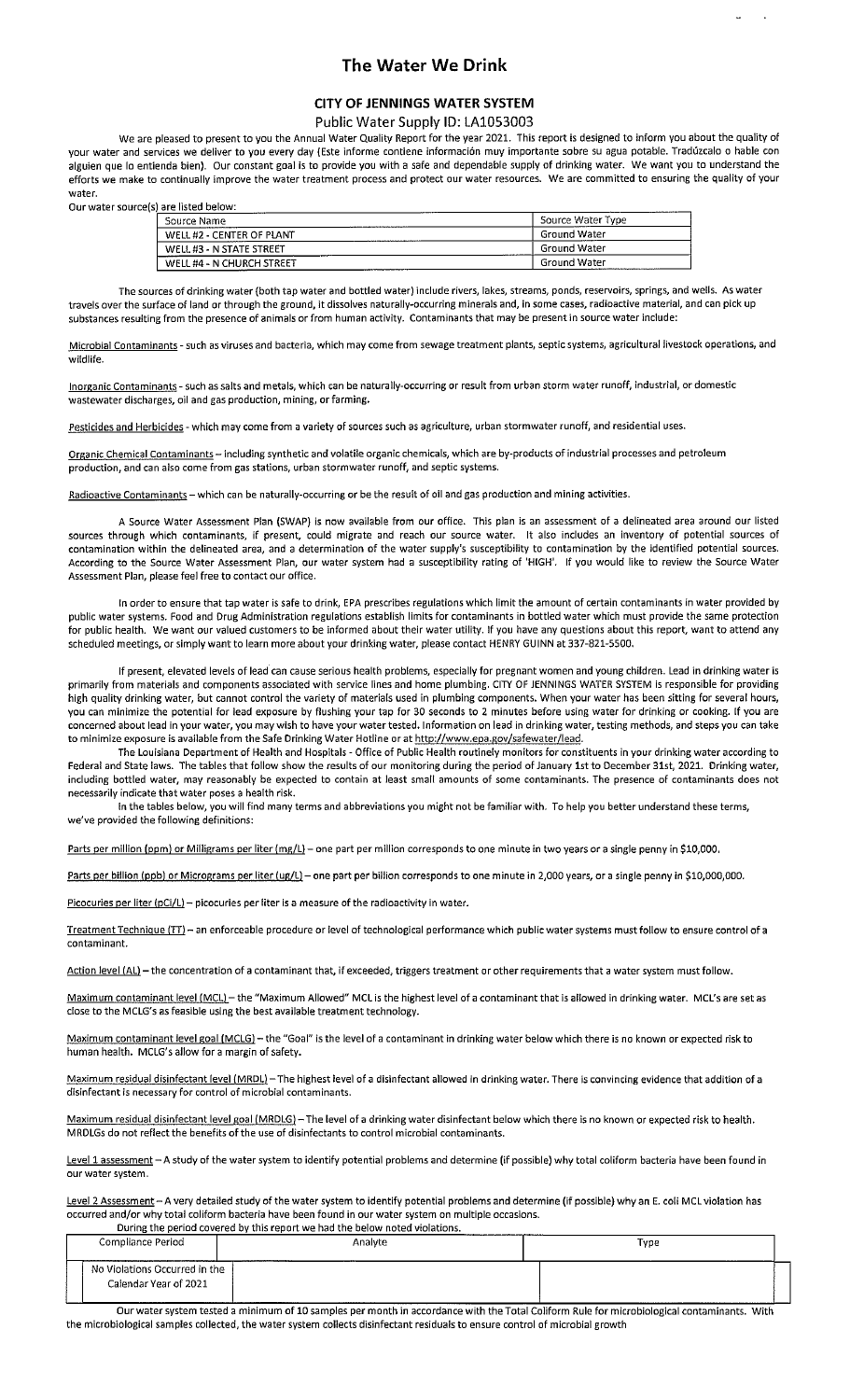# The Water We Drink

## CITY OF JENNINGS WATER SYSTEM

### Public Water Supply ID: LA1053003

We are pleased to present to you the Annual Water Quality Report for the year 2021. This report is designed to inform you about the quality of your water and services we deliver to you every day (Este informe contiene información muy importante sobre su agua potable. Tradúzcalo o hable con alguien que lo entienda bien). Our constant goal is to provide you with a safe and dependable supply of drinking water. We want you to understand the efforts we make to continually improve the water treatment process and protect our water resources. We are committed to ensuring the quality of your water.

Our water source(s) are listed below:

| Source Name | Source Water Type |
|---|---|
| WELL #2 - CENTER OF PLANT | Ground Water |
| WELL #3 - N STATE STREET | Ground Water |
| WELL #4 - N CHURCH STREET | Ground Water |

The sources of drinking water (both tap water and bottled water) include rivers, lakes, streams, ponds, reservoirs, springs, and wells. As water travels over the surface of land or through the ground, it dissolves naturally-occurring minerals and, in some cases, radioactive material, and can pick up substances resulting from the presence of animals or from human activity. Contaminants that may be present in source water include:

Microbial Contaminants - such as viruses and bacteria, which may come from sewage treatment plants, septic systems, agricultural livestock operations, and wildlife.

Inorganic Contaminants - such as salts and metals, which can be naturally-occurring or result from urban storm water runoff, industrial, or domestic wastewater discharges, oil and gas production, mining, or farming.

Pesticides and Herbicides - which may come from a variety of sources such as agriculture, urban stormwater runoff, and residential uses.

Organic Chemical Contaminants – including synthetic and volatile organic chemicals, which are by-products of industrial processes and petroleum production, and can also come from gas stations, urban stormwater runoff, and septic systems.

Radioactive Contaminants – which can be naturally-occurring or be the result of oil and gas production and mining activities.

A Source Water Assessment Plan (SWAP) is now available from our office. This plan is an assessment of a delineated area around our listed sources through which contaminants, if present, could migrate and reach our source water. It also includes an inventory of potential sources of contamination within the delineated area, and a determination of the water supply's susceptibility to contamination by the identified potential sources. According to the Source Water Assessment Plan, our water system had a susceptibility rating of 'HIGH'. If you would like to review the Source Water Assessment Plan, please feel free to contact our office.

In order to ensure that tap water is safe to drink, EPA prescribes regulations which limit the amount of certain contaminants in water provided by public water systems. Food and Drug Administration regulations establish limits for contaminants in bottled water which must provide the same protection for public health. We want our valued customers to be informed about their water utility. If you have any questions about this report, want to attend any scheduled meetings, or simply want to learn more about your drinking water, please contact HENRY GUINN at 337-821-5500.

If present, elevated levels of lead can cause serious health problems, especially for pregnant women and young children. Lead in drinking water is primarily from materials and components associated with service lines and home plumbing. CITY OF JENNINGS WATER SYSTEM is responsible for providing high quality drinking water, but cannot control the variety of materials used in plumbing components. When your water has been sitting for several hours, you can minimize the potential for lead exposure by flushing your tap for 30 seconds to 2 minutes before using water for drinking or cooking. If you are concerned about lead in your water, you may wish to have your water tested. Information on lead in drinking water, testing methods, and steps you can take to minimize exposure is available from the Safe Drinking Water Hotline or at http://www.epa.gov/safewater/lead.

The Louisiana Department of Health and Hospitals - Office of Public Health routinely monitors for constituents in your drinking water according to Federal and State laws. The tables that follow show the results of our monitoring during the period of January 1st to December 31st, 2021. Drinking water, including bottled water, may reasonably be expected to contain at least small amounts of some contaminants. The presence of contaminants does not necessarily indicate that water poses a health risk.

In the tables below, you will find many terms and abbreviations you might not be familiar with. To help you better understand these terms, we've provided the following definitions:

Parts per million (ppm) or Milligrams per liter (mg/L) – one part per million corresponds to one minute in two years or a single penny in $10,000.

Parts per billion (ppb) or Micrograms per liter (ug/L) – one part per billion corresponds to one minute in 2,000 years, or a single penny in $10,000,000.

Picocuries per liter (pCi/L) – picocuries per liter is a measure of the radioactivity in water.

Treatment Technique (TT) – an enforceable procedure or level of technological performance which public water systems must follow to ensure control of a contaminant.

Action level (AL) – the concentration of a contaminant that, if exceeded, triggers treatment or other requirements that a water system must follow.

Maximum contaminant level (MCL) – the "Maximum Allowed" MCL is the highest level of a contaminant that is allowed in drinking water. MCL's are set as close to the MCLG's as feasible using the best available treatment technology.

Maximum contaminant level goal (MCLG) – the "Goal" is the level of a contaminant in drinking water below which there is no known or expected risk to human health. MCLG's allow for a margin of safety.

Maximum residual disinfectant level (MRDL) – The highest level of a disinfectant allowed in drinking water. There is convincing evidence that addition of a disinfectant is necessary for control of microbial contaminants.

Maximum residual disinfectant level goal (MRDLG) – The level of a drinking water disinfectant below which there is no known or expected risk to health. MRDLGs do not reflect the benefits of the use of disinfectants to control microbial contaminants.

Level 1 assessment – A study of the water system to identify potential problems and determine (if possible) why total coliform bacteria have been found in our water system.

Level 2 Assessment – A very detailed study of the water system to identify potential problems and determine (if possible) why an E. coli MCL violation has occurred and/or why total coliform bacteria have been found in our water system on multiple occasions.

During the period covered by this report we had the below noted violations.

| Compliance Period | Analyte | Type |
|---|---|---|
| No Violations Occurred in the Calendar Year of 2021 | | |

Our water system tested a minimum of 10 samples per month in accordance with the Total Coliform Rule for microbiological contaminants. With the microbiological samples collected, the water system collects disinfectant residuals to ensure control of microbial growth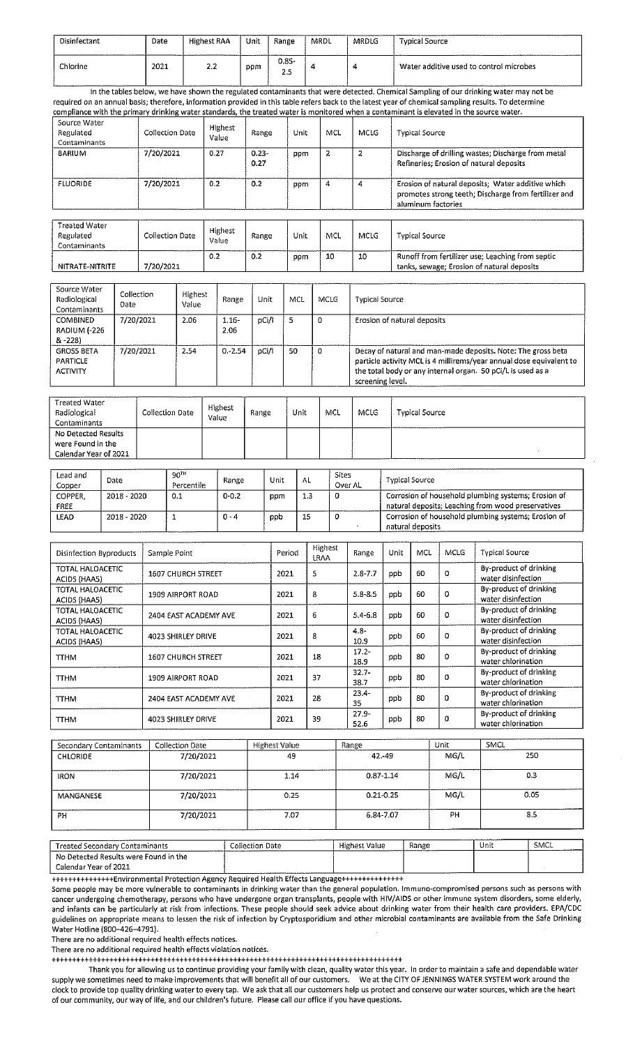| Disinfectant | Date | Highest RAA | Unit | Range | MRDL | MRDLG | Typical Source |
|---|---|---|---|---|---|---|---|
| Chlorine | 2021 | 2.2 | ppm | 0.85-2.5 | 4 | 4 | Water additive used to control microbes |

In the tables below, we have shown the regulated contaminants that were detected. Chemical Sampling of our drinking water may not be required on an annual basis; therefore, information provided in this table refers back to the latest year of chemical sampling results. To determine compliance with the primary drinking water standards, the treated water is monitored when a contaminant is elevated in the source water.

| Source Water Regulated Contaminants | Collection Date | Highest Value | Range | Unit | MCL | MCLG | Typical Source |
|---|---|---|---|---|---|---|---|
| BARIUM | 7/20/2021 | 0.27 | 0.23-0.27 | ppm | 2 | 2 | Discharge of drilling wastes; Discharge from metal Refineries; Erosion of natural deposits |
| FLUORIDE | 7/20/2021 | 0.2 | 0.2 | ppm | 4 | 4 | Erosion of natural deposits; Water additive which promotes strong teeth; Discharge from fertilizer and aluminum factories |

| Treated Water Regulated Contaminants | Collection Date | Highest Value | Range | Unit | MCL | MCLG | Typical Source |
|---|---|---|---|---|---|---|---|
| NITRATE-NITRITE | 7/20/2021 | 0.2 | 0.2 | ppm | 10 | 10 | Runoff from fertilizer use; Leaching from septic tanks, sewage; Erosion of natural deposits |

| Source Water Radiological Contaminants | Collection Date | Highest Value | Range | Unit | MCL | MCLG | Typical Source |
|---|---|---|---|---|---|---|---|
| COMBINED RADIUM (-226 & -228) | 7/20/2021 | 2.06 | 1.16-2.06 | pCi/l | 5 | 0 | Erosion of natural deposits |
| GROSS BETA PARTICLE ACTIVITY | 7/20/2021 | 2.54 | 0.-2.54 | pCi/l | 50 | 0 | Decay of natural and man-made deposits. Note: The gross beta particle activity MCL is 4 millirems/year annual dose equivalent to the total body or any internal organ. 50 pCi/L is used as a screening level. |

| Treated Water Radiological Contaminants | Collection Date | Highest Value | Range | Unit | MCL | MCLG | Typical Source |
|---|---|---|---|---|---|---|---|
| No Detected Results were Found in the Calendar Year of 2021 | | | | | | | |

| Lead and Copper | Date | 90TH Percentile | Range | Unit | AL | Sites Over AL | Typical Source |
|---|---|---|---|---|---|---|---|
| COPPER, FREE | 2018 - 2020 | 0.1 | 0-0.2 | ppm | 1.3 | 0 | Corrosion of household plumbing systems; Erosion of natural deposits; Leaching from wood preservatives |
| LEAD | 2018 - 2020 | 1 | 0 - 4 | ppb | 15 | 0 | Corrosion of household plumbing systems; Erosion of natural deposits |

| Disinfection Byproducts | Sample Point | Period | Highest LRAA | Range | Unit | MCL | MCLG | Typical Source |
|---|---|---|---|---|---|---|---|---|
| TOTAL HALOACETIC ACIDS (HAA5) | 1607 CHURCH STREET | 2021 | 5 | 2.8-7.7 | ppb | 60 | 0 | By-product of drinking water disinfection |
| TOTAL HALOACETIC ACIDS (HAA5) | 1909 AIRPORT ROAD | 2021 | 8 | 5.8-8.5 | ppb | 60 | 0 | By-product of drinking water disinfection |
| TOTAL HALOACETIC ACIDS (HAA5) | 2404 EAST ACADEMY AVE | 2021 | 6 | 5.4-6.8 | ppb | 60 | 0 | By-product of drinking water disinfection |
| TOTAL HALOACETIC ACIDS (HAA5) | 4023 SHIRLEY DRIVE | 2021 | 8 | 4.8-10.9 | ppb | 60 | 0 | By-product of drinking water disinfection |
| TTHM | 1607 CHURCH STREET | 2021 | 18 | 17.2-18.9 | ppb | 80 | 0 | By-product of drinking water chlorination |
| TTHM | 1909 AIRPORT ROAD | 2021 | 37 | 32.7-38.7 | ppb | 80 | 0 | By-product of drinking water chlorination |
| TTHM | 2404 EAST ACADEMY AVE | 2021 | 28 | 23.4-35 | ppb | 80 | 0 | By-product of drinking water chlorination |
| TTHM | 4023 SHIRLEY DRIVE | 2021 | 39 | 27.9-52.6 | ppb | 80 | 0 | By-product of drinking water chlorination |

| Secondary Contaminants | Collection Date | Highest Value | Range | Unit | SMCL |
|---|---|---|---|---|---|
| CHLORIDE | 7/20/2021 | 49 | 42.-49 | MG/L | 250 |
| IRON | 7/20/2021 | 1.14 | 0.87-1.14 | MG/L | 0.3 |
| MANGANESE | 7/20/2021 | 0.25 | 0.21-0.25 | MG/L | 0.05 |
| PH | 7/20/2021 | 7.07 | 6.84-7.07 | PH | 8.5 |

| Treated Secondary Contaminants | Collection Date | Highest Value | Range | Unit | SMCL |
|---|---|---|---|---|---|
| No Detected Results were Found in the Calendar Year of 2021 | | | | | |

+++++++++++++++Environmental Protection Agency Required Health Effects Language+++++++++++++++

Some people may be more vulnerable to contaminants in drinking water than the general population. Immuno-compromised persons such as persons with cancer undergoing chemotherapy, persons who have undergone organ transplants, people with HIV/AIDS or other immune system disorders, some elderly, and infants can be particularly at risk from infections. These people should seek advice about drinking water from their health care providers. EPA/CDC guidelines on appropriate means to lessen the risk of infection by Cryptosporidium and other microbial contaminants are available from the Safe Drinking Water Hotline (800-426-4791).

There are no additional required health effects notices.

There are no additional required health effects violation notices.

++++++++++++++++++++++++++++++++++++++++++++++++++++++++++++++++++++++++++++++++++

Thank you for allowing us to continue providing your family with clean, quality water this year. In order to maintain a safe and dependable water supply we sometimes need to make improvements that will benefit all of our customers. We at the CITY OF JENNINGS WATER SYSTEM work around the clock to provide top quality drinking water to every tap. We ask that all our customers help us protect and conserve our water sources, which are the heart of our community, our way of life, and our children's future. Please call our office if you have questions.